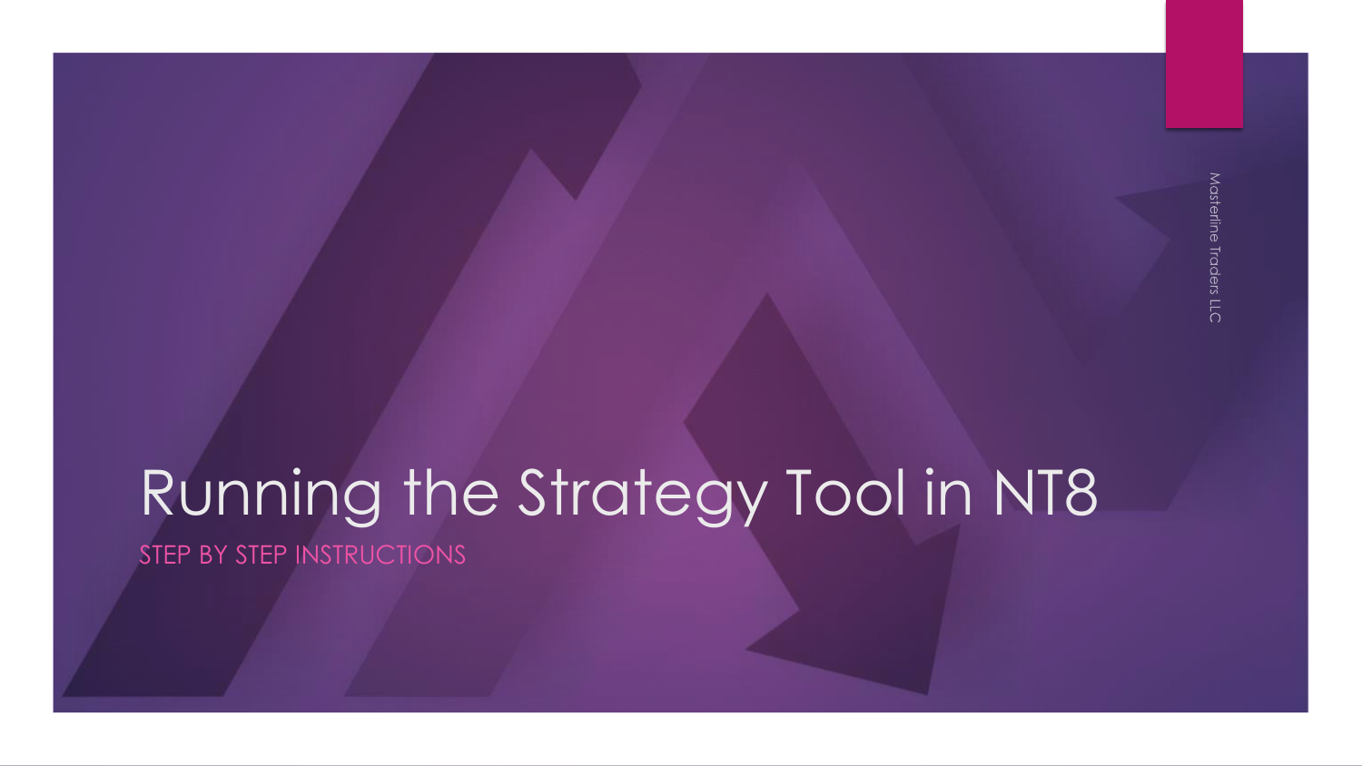# Running the Strategy Tool in NT8

## STEP BY STEP INSTRUCTIONS

Masterline Traders LLC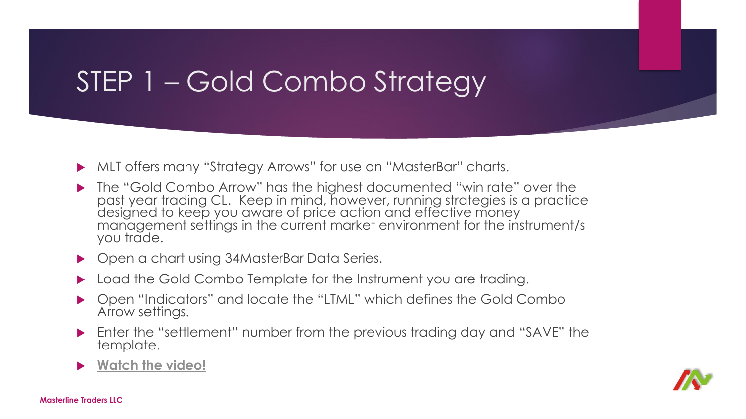# STEP 1 – Gold Combo Strategy

- MLT offers many "Strategy Arrows" for use on "MasterBar" charts.
- The "Gold Combo Arrow" has the highest documented "win rate" over the past year trading CL. Keep in mind, however, running strategies is a practice designed to keep you aware of price action and effective money management settings in the current market environment for the instrument/s you trade.
- Open a chart using 34MasterBar Data Series.
- Load the Gold Combo Template for the Instrument you are trading.
- Open "Indicators" and locate the "LTML" which defines the Gold Combo Arrow settings.
- Enter the "settlement" number from the previous trading day and "SAVE" the template.
- **Watch the video!**

Masterline Traders LLC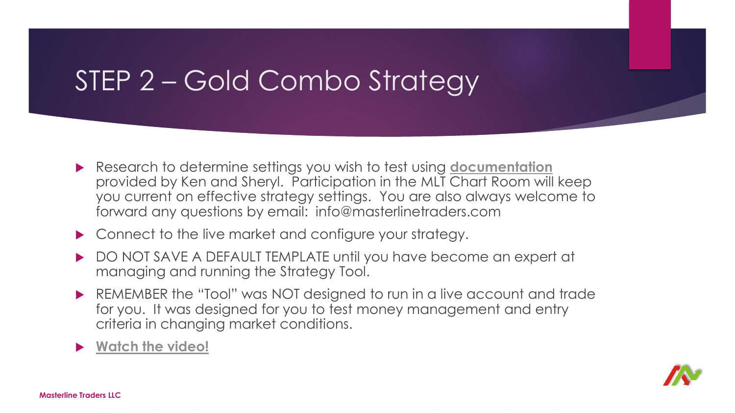# STEP 2 – Gold Combo Strategy

- Research to determine settings you wish to test using **documentation** provided by Ken and Sheryl. Participation in the MLT Chart Room will keep you current on effective strategy settings. You are also always welcome to forward any questions by email: info@masterlinetraders.com
- Connect to the live market and configure your strategy.
- DO NOT SAVE A DEFAULT TEMPLATE until you have become an expert at managing and running the Strategy Tool.
- REMEMBER the "Tool" was NOT designed to run in a live account and trade for you. It was designed for you to test money management and entry criteria in changing market conditions.
- **Watch the video!**

Masterline Traders LLC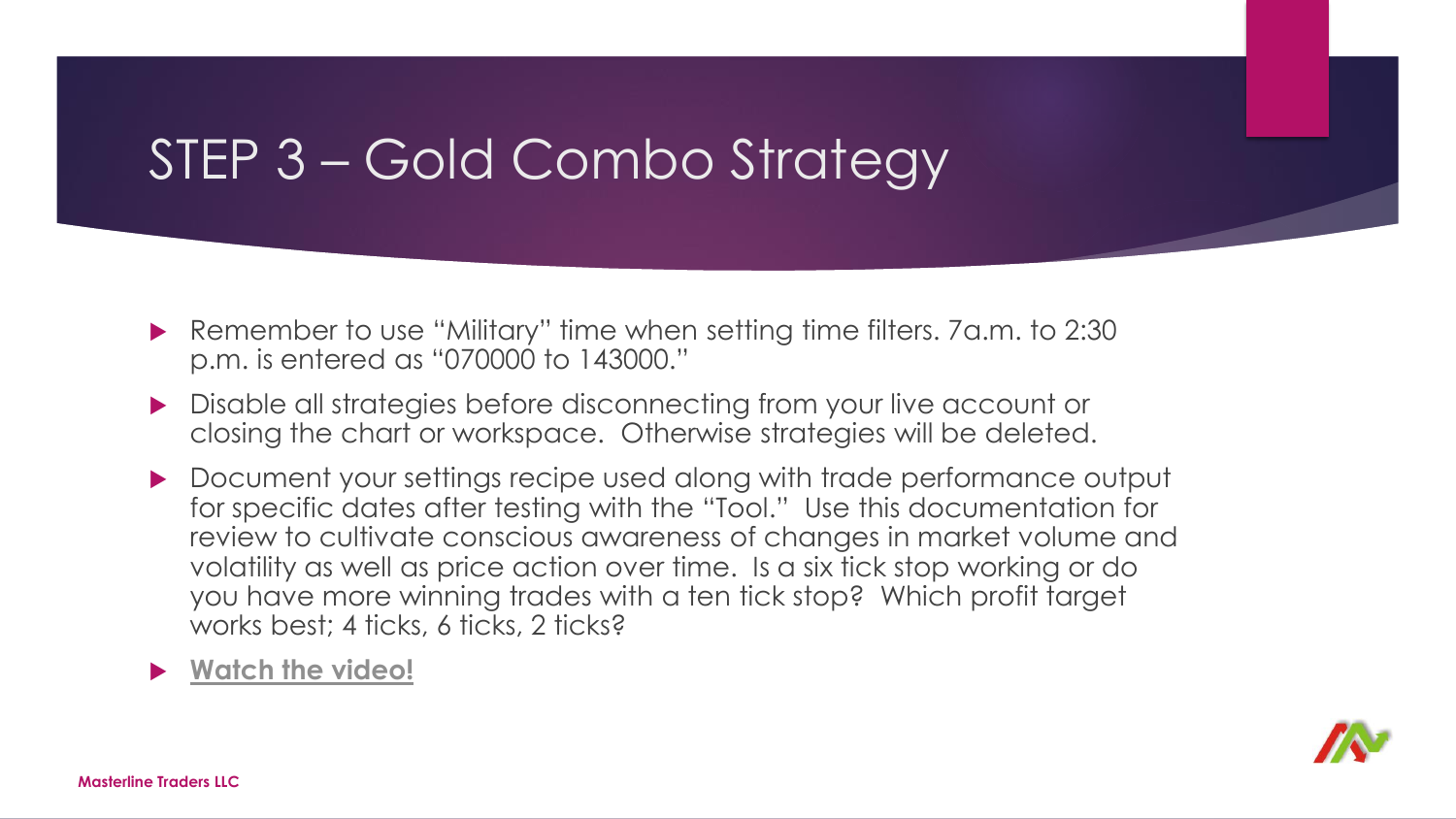# STEP 3 – Gold Combo Strategy

- Remember to use "Military" time when setting time filters. 7a.m. to 2:30 p.m. is entered as "070000 to 143000."
- Disable all strategies before disconnecting from your live account or closing the chart or workspace. Otherwise strategies will be deleted.
- Document your settings recipe used along with trade performance output for specific dates after testing with the "Tool." Use this documentation for review to cultivate conscious awareness of changes in market volume and volatility as well as price action over time. Is a six tick stop working or do you have more winning trades with a ten tick stop? Which profit target works best; 4 ticks, 6 ticks, 2 ticks?
- **Watch the video!**

Masterline Traders LLC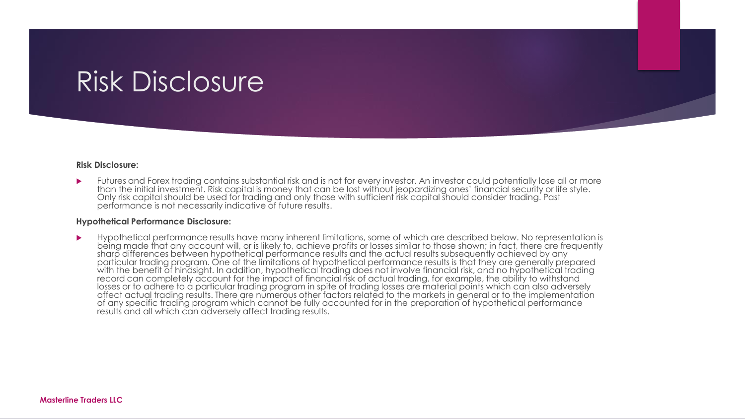# Risk Disclosure

**Risk Disclosure:**

- Futures and Forex trading contains substantial risk and is not for every investor. An investor could potentially lose all or more than the initial investment. Risk capital is money that can be lost without jeopardizing ones' financial security or life style. Only risk capital should be used for trading and only those with sufficient risk capital should consider trading. Past performance is not necessarily indicative of future results.

**Hypothetical Performance Disclosure:**

- Hypothetical performance results have many inherent limitations, some of which are described below. No representation is being made that any account will, or is likely to, achieve profits or losses similar to those shown; in fact, there are frequently sharp differences between hypothetical performance results and the actual results subsequently achieved by any particular trading program. One of the limitations of hypothetical performance results is that they are generally prepared with the benefit of hindsight. In addition, hypothetical trading does not involve financial risk, and no hypothetical trading record can completely account for the impact of financial risk of actual trading. for example, the ability to withstand losses or to adhere to a particular trading program in spite of trading losses are material points which can also adversely affect actual trading results. There are numerous other factors related to the markets in general or to the implementation of any specific trading program which cannot be fully accounted for in the preparation of hypothetical performance results and all which can adversely affect trading results.

**Masterline Traders LLC**